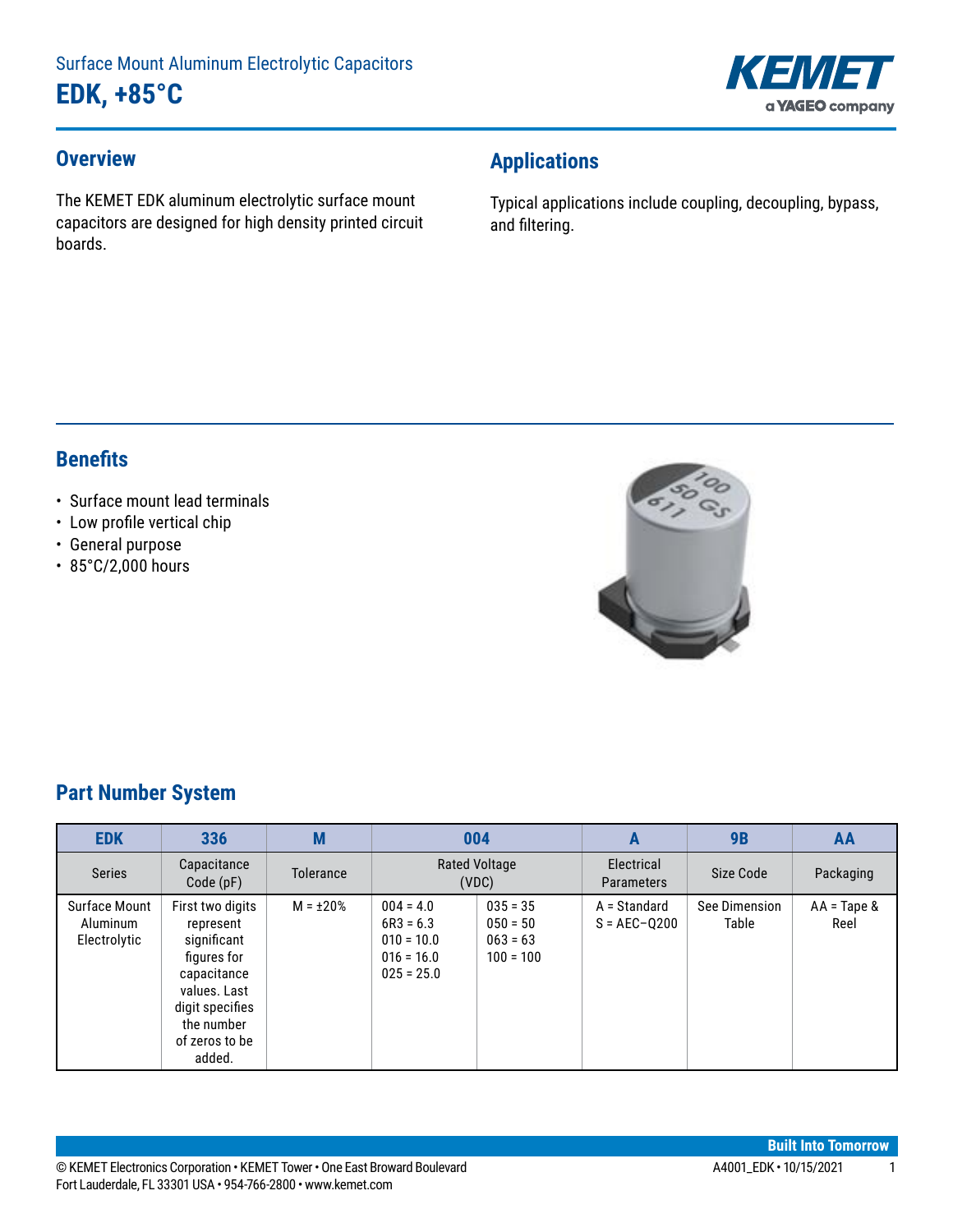Surface Mount Aluminum Electrolytic Capacitors

# EDK, +85°C

## Overview

The KEMET EDK aluminum electrolytic surface mount capacitors are designed for high density printed circuit boards.

## Applications

Typical applications include coupling, decoupling, bypass, and filtering.

## Benefits

- Surface mount lead terminals
- Low profile vertical chip
- General purpose
- 85°C/2,000 hours

## Part Number System

| EDK | 336 | M | 004 | | A | 9B | AA |
|---|---|---|---|---|---|---|---|
| Series | Capacitance Code (pF) | Tolerance | Rated Voltage (VDC) | | Electrical Parameters | Size Code | Packaging |
| Surface Mount Aluminum Electrolytic | First two digits represent significant figures for capacitance values. Last digit specifies the number of zeros to be added. | M = ±20% | 004 = 4.0<br>6R3 = 6.3<br>010 = 10.0<br>016 = 16.0<br>025 = 25.0 | 035 = 35<br>050 = 50<br>063 = 63<br>100 = 100 | A = Standard<br>S = AEC–Q200 | See Dimension Table | AA = Tape & Reel |

© KEMET Electronics Corporation • KEMET Tower • One East Broward Boulevard
Fort Lauderdale, FL 33301 USA • 954-766-2800 • www.kemet.com

A4001_EDK • 10/15/2021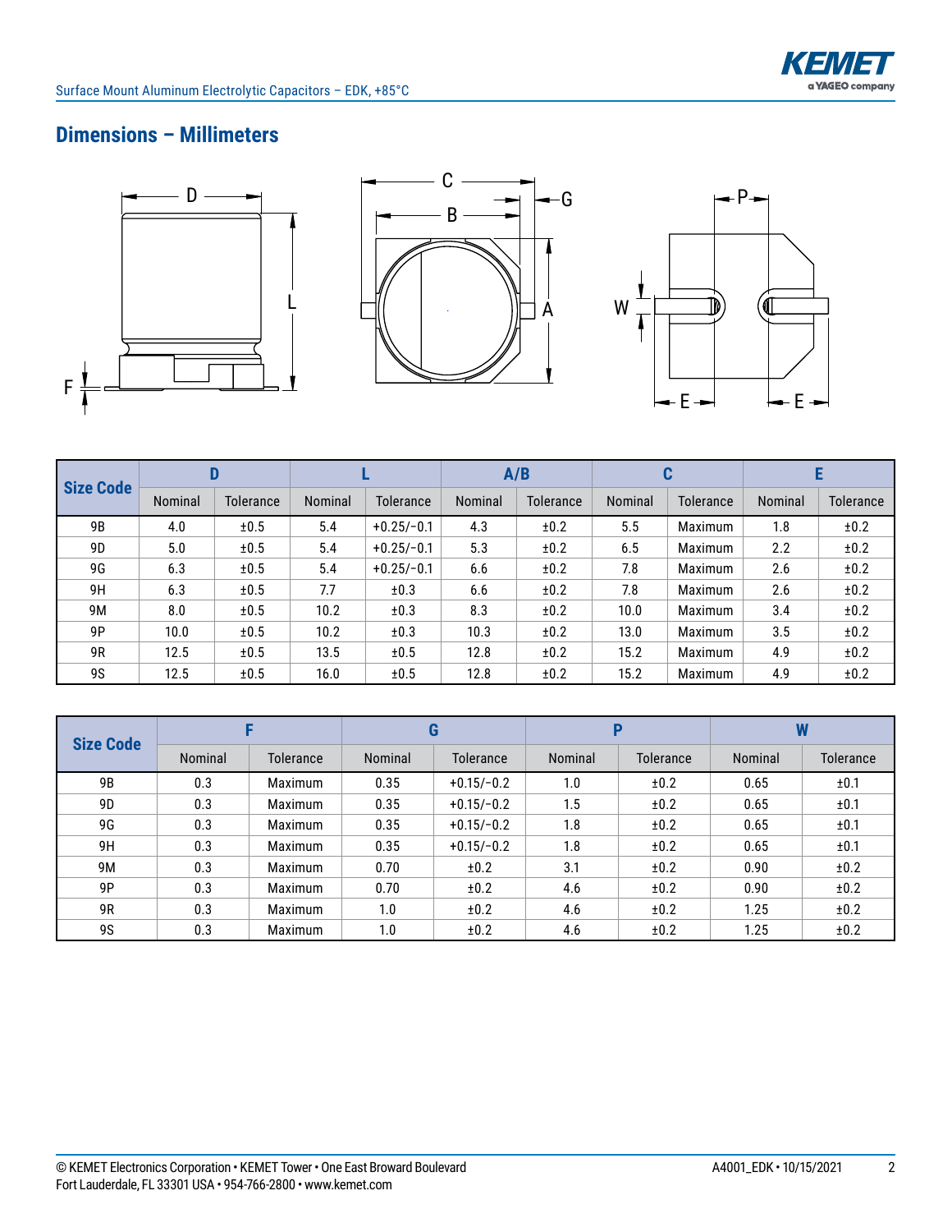## Dimensions – Millimeters

| Size Code | D | | L | | A/B | | C | | E | |
|---|---|---|---|---|---|---|---|---|---|---|
| | Nominal | Tolerance | Nominal | Tolerance | Nominal | Tolerance | Nominal | Tolerance | Nominal | Tolerance |
| 9B | 4.0 | ±0.5 | 5.4 | +0.25/−0.1 | 4.3 | ±0.2 | 5.5 | Maximum | 1.8 | ±0.2 |
| 9D | 5.0 | ±0.5 | 5.4 | +0.25/−0.1 | 5.3 | ±0.2 | 6.5 | Maximum | 2.2 | ±0.2 |
| 9G | 6.3 | ±0.5 | 5.4 | +0.25/−0.1 | 6.6 | ±0.2 | 7.8 | Maximum | 2.6 | ±0.2 |
| 9H | 6.3 | ±0.5 | 7.7 | ±0.3 | 6.6 | ±0.2 | 7.8 | Maximum | 2.6 | ±0.2 |
| 9M | 8.0 | ±0.5 | 10.2 | ±0.3 | 8.3 | ±0.2 | 10.0 | Maximum | 3.4 | ±0.2 |
| 9P | 10.0 | ±0.5 | 10.2 | ±0.3 | 10.3 | ±0.2 | 13.0 | Maximum | 3.5 | ±0.2 |
| 9R | 12.5 | ±0.5 | 13.5 | ±0.5 | 12.8 | ±0.2 | 15.2 | Maximum | 4.9 | ±0.2 |
| 9S | 12.5 | ±0.5 | 16.0 | ±0.5 | 12.8 | ±0.2 | 15.2 | Maximum | 4.9 | ±0.2 |

| Size Code | F | | G | | P | | W | |
|---|---|---|---|---|---|---|---|---|
| | Nominal | Tolerance | Nominal | Tolerance | Nominal | Tolerance | Nominal | Tolerance |
| 9B | 0.3 | Maximum | 0.35 | +0.15/−0.2 | 1.0 | ±0.2 | 0.65 | ±0.1 |
| 9D | 0.3 | Maximum | 0.35 | +0.15/−0.2 | 1.5 | ±0.2 | 0.65 | ±0.1 |
| 9G | 0.3 | Maximum | 0.35 | +0.15/−0.2 | 1.8 | ±0.2 | 0.65 | ±0.1 |
| 9H | 0.3 | Maximum | 0.35 | +0.15/−0.2 | 1.8 | ±0.2 | 0.65 | ±0.1 |
| 9M | 0.3 | Maximum | 0.70 | ±0.2 | 3.1 | ±0.2 | 0.90 | ±0.2 |
| 9P | 0.3 | Maximum | 0.70 | ±0.2 | 4.6 | ±0.2 | 0.90 | ±0.2 |
| 9R | 0.3 | Maximum | 1.0 | ±0.2 | 4.6 | ±0.2 | 1.25 | ±0.2 |
| 9S | 0.3 | Maximum | 1.0 | ±0.2 | 4.6 | ±0.2 | 1.25 | ±0.2 |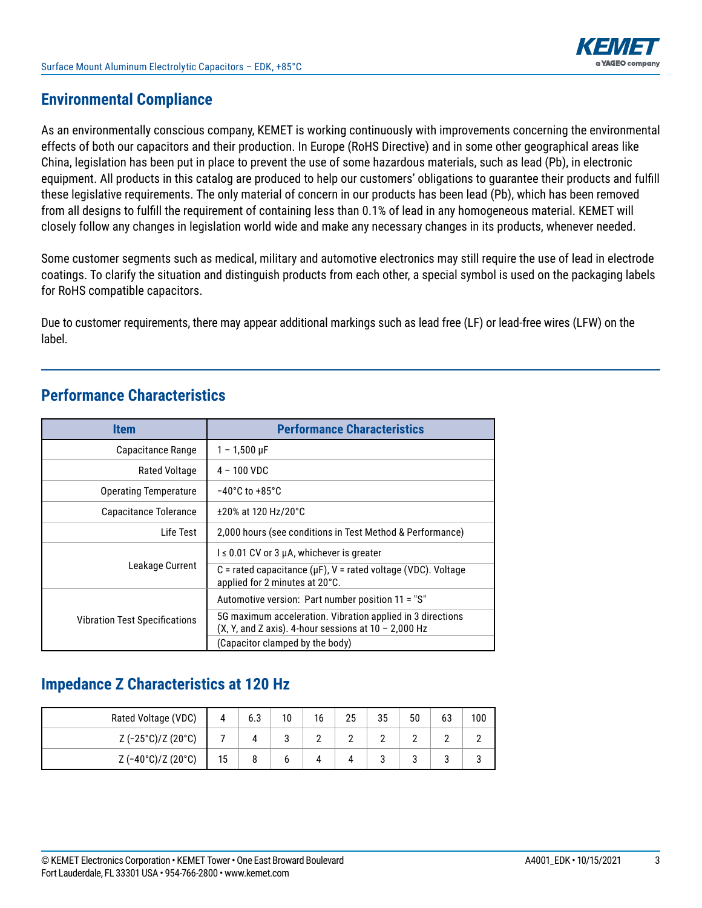## Environmental Compliance

As an environmentally conscious company, KEMET is working continuously with improvements concerning the environmental effects of both our capacitors and their production. In Europe (RoHS Directive) and in some other geographical areas like China, legislation has been put in place to prevent the use of some hazardous materials, such as lead (Pb), in electronic equipment. All products in this catalog are produced to help our customers' obligations to guarantee their products and fulfill these legislative requirements. The only material of concern in our products has been lead (Pb), which has been removed from all designs to fulfill the requirement of containing less than 0.1% of lead in any homogeneous material. KEMET will closely follow any changes in legislation world wide and make any necessary changes in its products, whenever needed.

Some customer segments such as medical, military and automotive electronics may still require the use of lead in electrode coatings. To clarify the situation and distinguish products from each other, a special symbol is used on the packaging labels for RoHS compatible capacitors.

Due to customer requirements, there may appear additional markings such as lead free (LF) or lead-free wires (LFW) on the label.

## Performance Characteristics

| Item | Performance Characteristics |
|---|---|
| Capacitance Range | 1 – 1,500 µF |
| Rated Voltage | 4 – 100 VDC |
| Operating Temperature | −40°C to +85°C |
| Capacitance Tolerance | ±20% at 120 Hz/20°C |
| Life Test | 2,000 hours (see conditions in Test Method & Performance) |
| Leakage Current | I ≤ 0.01 CV or 3 µA, whichever is greater |
| | C = rated capacitance (µF), V = rated voltage (VDC). Voltage applied for 2 minutes at 20°C. |
| Vibration Test Specifications | Automotive version: Part number position 11 = "S" |
| | 5G maximum acceleration. Vibration applied in 3 directions (X, Y, and Z axis). 4-hour sessions at 10 – 2,000 Hz |
| | (Capacitor clamped by the body) |

## Impedance Z Characteristics at 120 Hz

| Rated Voltage (VDC) | 4 | 6.3 | 10 | 16 | 25 | 35 | 50 | 63 | 100 |
|---|---|---|---|---|---|---|---|---|---|
| Z (−25°C)/Z (20°C) | 7 | 4 | 3 | 2 | 2 | 2 | 2 | 2 | 2 |
| Z (−40°C)/Z (20°C) | 15 | 8 | 6 | 4 | 4 | 3 | 3 | 3 | 3 |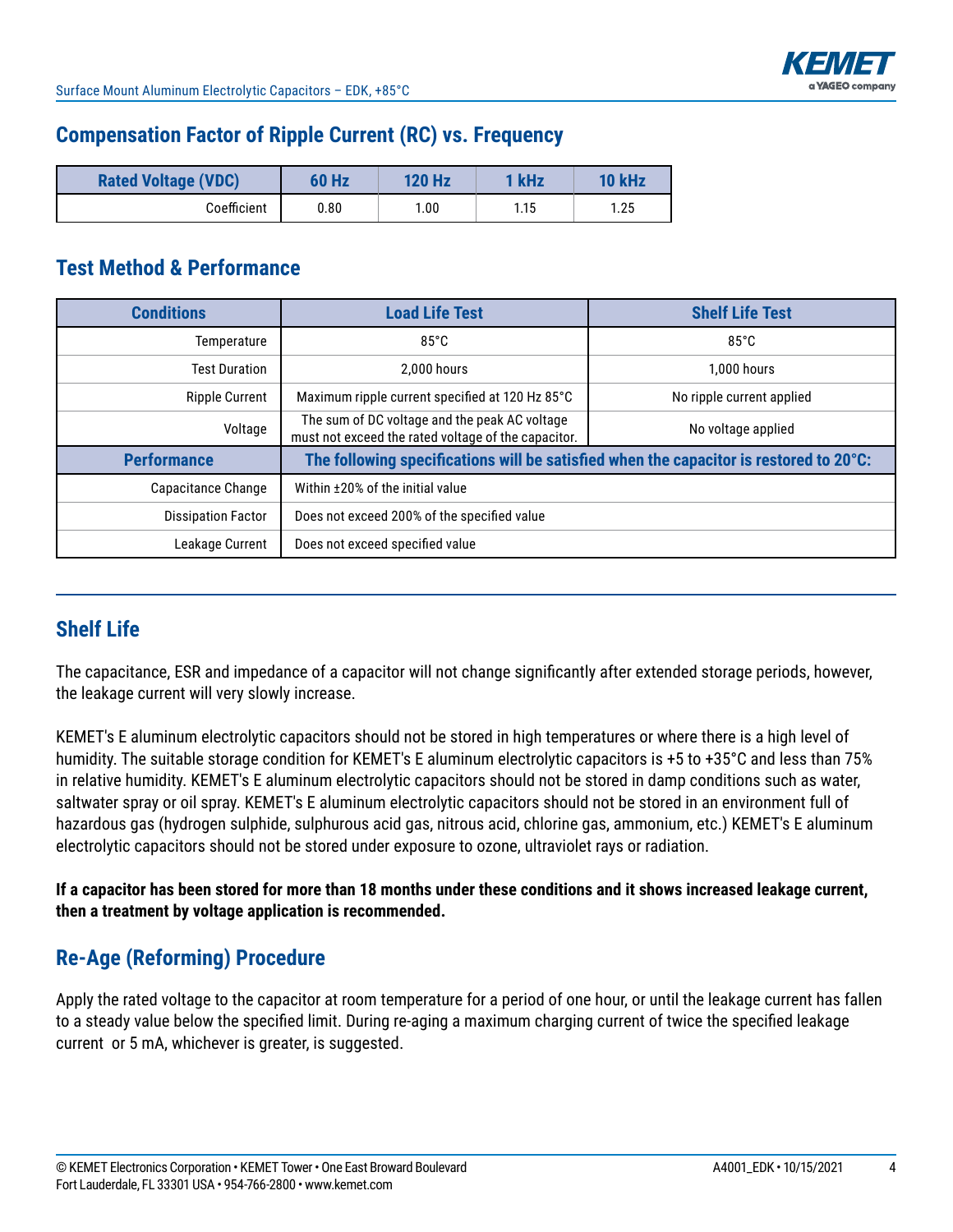## Compensation Factor of Ripple Current (RC) vs. Frequency

| Rated Voltage (VDC) | 60 Hz | 120 Hz | 1 kHz | 10 kHz |
|---|---|---|---|---|
| Coefficient | 0.80 | 1.00 | 1.15 | 1.25 |

## Test Method & Performance

| Conditions | Load Life Test | Shelf Life Test |
|---|---|---|
| Temperature | 85°C | 85°C |
| Test Duration | 2,000 hours | 1,000 hours |
| Ripple Current | Maximum ripple current specified at 120 Hz 85°C | No ripple current applied |
| Voltage | The sum of DC voltage and the peak AC voltage must not exceed the rated voltage of the capacitor. | No voltage applied |
| **Performance** | **The following specifications will be satisfied when the capacitor is restored to 20°C:** | |
| Capacitance Change | Within ±20% of the initial value | |
| Dissipation Factor | Does not exceed 200% of the specified value | |
| Leakage Current | Does not exceed specified value | |

## Shelf Life

The capacitance, ESR and impedance of a capacitor will not change significantly after extended storage periods, however, the leakage current will very slowly increase.

KEMET's E aluminum electrolytic capacitors should not be stored in high temperatures or where there is a high level of humidity. The suitable storage condition for KEMET's E aluminum electrolytic capacitors is +5 to +35°C and less than 75% in relative humidity. KEMET's E aluminum electrolytic capacitors should not be stored in damp conditions such as water, saltwater spray or oil spray. KEMET's E aluminum electrolytic capacitors should not be stored in an environment full of hazardous gas (hydrogen sulphide, sulphurous acid gas, nitrous acid, chlorine gas, ammonium, etc.) KEMET's E aluminum electrolytic capacitors should not be stored under exposure to ozone, ultraviolet rays or radiation.

**If a capacitor has been stored for more than 18 months under these conditions and it shows increased leakage current, then a treatment by voltage application is recommended.**

## Re-Age (Reforming) Procedure

Apply the rated voltage to the capacitor at room temperature for a period of one hour, or until the leakage current has fallen to a steady value below the specified limit. During re-aging a maximum charging current of twice the specified leakage current or 5 mA, whichever is greater, is suggested.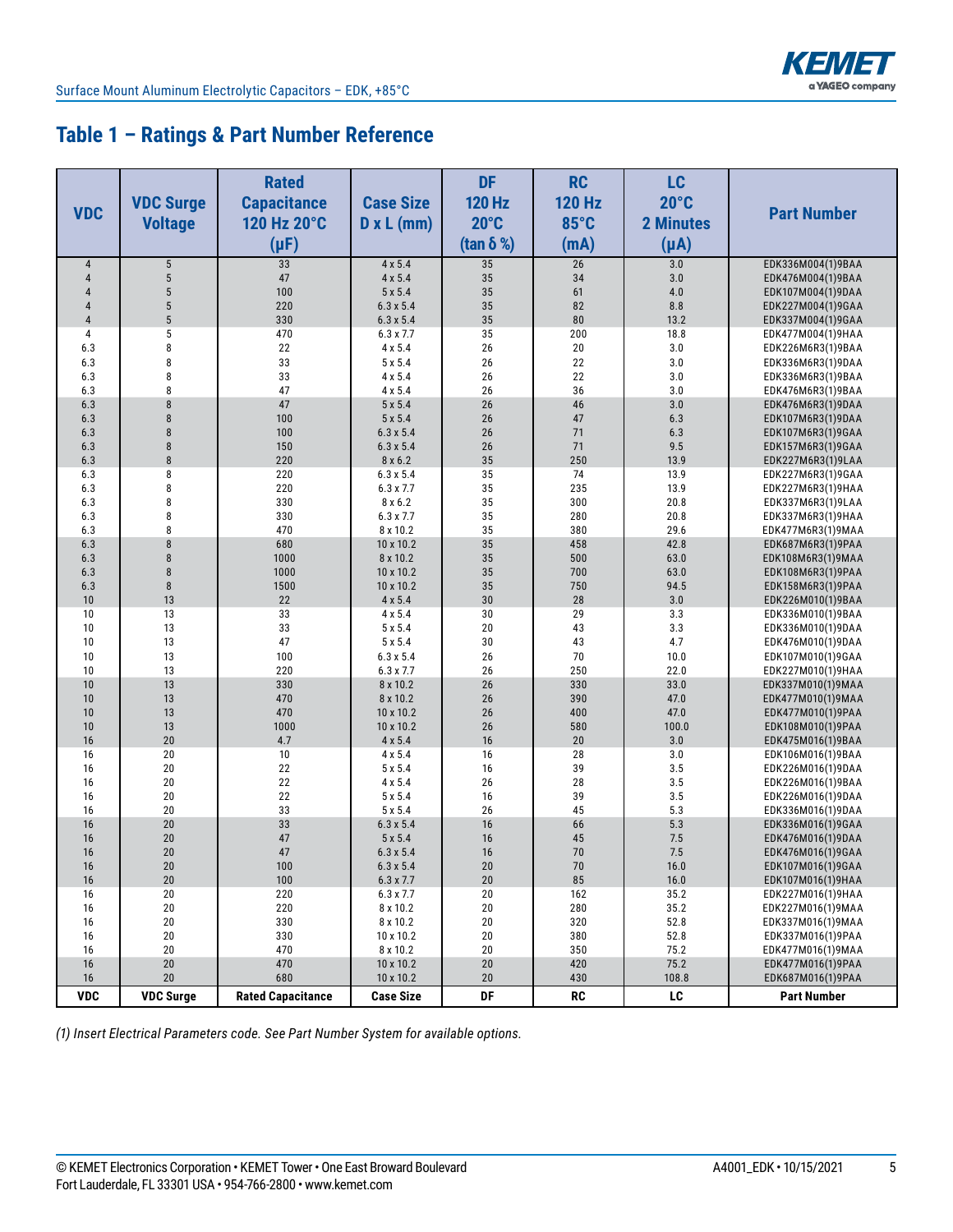## Table 1 – Ratings & Part Number Reference

| VDC | VDC Surge Voltage | Rated Capacitance 120 Hz 20°C (µF) | Case Size D x L (mm) | DF 120 Hz 20°C (tan δ %) | RC 120 Hz 85°C (mA) | LC 20°C 2 Minutes (µA) | Part Number |
|---|---|---|---|---|---|---|---|
| 4 | 5 | 33 | 4 x 5.4 | 35 | 26 | 3.0 | EDK336M004(1)9BAA |
| 4 | 5 | 47 | 4 x 5.4 | 35 | 34 | 3.0 | EDK476M004(1)9BAA |
| 4 | 5 | 100 | 5 x 5.4 | 35 | 61 | 4.0 | EDK107M004(1)9DAA |
| 4 | 5 | 220 | 6.3 x 5.4 | 35 | 82 | 8.8 | EDK227M004(1)9GAA |
| 4 | 5 | 330 | 6.3 x 5.4 | 35 | 80 | 13.2 | EDK337M004(1)9GAA |
| 4 | 5 | 470 | 6.3 x 7.7 | 35 | 200 | 18.8 | EDK477M004(1)9HAA |
| 6.3 | 8 | 22 | 4 x 5.4 | 26 | 20 | 3.0 | EDK226M6R3(1)9BAA |
| 6.3 | 8 | 33 | 5 x 5.4 | 26 | 22 | 3.0 | EDK336M6R3(1)9DAA |
| 6.3 | 8 | 33 | 4 x 5.4 | 26 | 22 | 3.0 | EDK336M6R3(1)9BAA |
| 6.3 | 8 | 47 | 4 x 5.4 | 26 | 36 | 3.0 | EDK476M6R3(1)9BAA |
| 6.3 | 8 | 47 | 5 x 5.4 | 26 | 46 | 3.0 | EDK476M6R3(1)9DAA |
| 6.3 | 8 | 100 | 5 x 5.4 | 26 | 47 | 6.3 | EDK107M6R3(1)9DAA |
| 6.3 | 8 | 100 | 6.3 x 5.4 | 26 | 71 | 6.3 | EDK107M6R3(1)9GAA |
| 6.3 | 8 | 150 | 6.3 x 5.4 | 26 | 71 | 9.5 | EDK157M6R3(1)9GAA |
| 6.3 | 8 | 220 | 8 x 6.2 | 35 | 250 | 13.9 | EDK227M6R3(1)9LAA |
| 6.3 | 8 | 220 | 6.3 x 5.4 | 35 | 74 | 13.9 | EDK227M6R3(1)9GAA |
| 6.3 | 8 | 220 | 6.3 x 7.7 | 35 | 235 | 13.9 | EDK227M6R3(1)9HAA |
| 6.3 | 8 | 330 | 8 x 6.2 | 35 | 300 | 20.8 | EDK337M6R3(1)9LAA |
| 6.3 | 8 | 330 | 6.3 x 7.7 | 35 | 280 | 20.8 | EDK337M6R3(1)9HAA |
| 6.3 | 8 | 470 | 8 x 10.2 | 35 | 380 | 29.6 | EDK477M6R3(1)9MAA |
| 6.3 | 8 | 680 | 10 x 10.2 | 35 | 458 | 42.8 | EDK687M6R3(1)9PAA |
| 6.3 | 8 | 1000 | 8 x 10.2 | 35 | 500 | 63.0 | EDK108M6R3(1)9MAA |
| 6.3 | 8 | 1000 | 10 x 10.2 | 35 | 700 | 63.0 | EDK108M6R3(1)9PAA |
| 6.3 | 8 | 1500 | 10 x 10.2 | 35 | 750 | 94.5 | EDK158M6R3(1)9PAA |
| 10 | 13 | 22 | 4 x 5.4 | 30 | 28 | 3.0 | EDK226M010(1)9BAA |
| 10 | 13 | 33 | 4 x 5.4 | 30 | 29 | 3.3 | EDK336M010(1)9BAA |
| 10 | 13 | 33 | 5 x 5.4 | 20 | 43 | 3.3 | EDK336M010(1)9DAA |
| 10 | 13 | 47 | 5 x 5.4 | 30 | 43 | 4.7 | EDK476M010(1)9DAA |
| 10 | 13 | 100 | 6.3 x 5.4 | 26 | 70 | 10.0 | EDK107M010(1)9GAA |
| 10 | 13 | 220 | 6.3 x 7.7 | 26 | 250 | 22.0 | EDK227M010(1)9HAA |
| 10 | 13 | 330 | 8 x 10.2 | 26 | 330 | 33.0 | EDK337M010(1)9MAA |
| 10 | 13 | 470 | 8 x 10.2 | 26 | 390 | 47.0 | EDK477M010(1)9MAA |
| 10 | 13 | 470 | 10 x 10.2 | 26 | 400 | 47.0 | EDK477M010(1)9PAA |
| 10 | 13 | 1000 | 10 x 10.2 | 26 | 580 | 100.0 | EDK108M010(1)9PAA |
| 16 | 20 | 4.7 | 4 x 5.4 | 16 | 20 | 3.0 | EDK475M016(1)9BAA |
| 16 | 20 | 10 | 4 x 5.4 | 16 | 28 | 3.0 | EDK106M016(1)9BAA |
| 16 | 20 | 22 | 5 x 5.4 | 16 | 39 | 3.5 | EDK226M016(1)9DAA |
| 16 | 20 | 22 | 4 x 5.4 | 26 | 28 | 3.5 | EDK226M016(1)9BAA |
| 16 | 20 | 22 | 5 x 5.4 | 16 | 39 | 3.5 | EDK226M016(1)9DAA |
| 16 | 20 | 33 | 5 x 5.4 | 26 | 45 | 5.3 | EDK336M016(1)9DAA |
| 16 | 20 | 33 | 6.3 x 5.4 | 16 | 66 | 5.3 | EDK336M016(1)9GAA |
| 16 | 20 | 47 | 5 x 5.4 | 16 | 45 | 7.5 | EDK476M016(1)9DAA |
| 16 | 20 | 47 | 6.3 x 5.4 | 16 | 70 | 7.5 | EDK476M016(1)9GAA |
| 16 | 20 | 100 | 6.3 x 5.4 | 20 | 70 | 16.0 | EDK107M016(1)9GAA |
| 16 | 20 | 100 | 6.3 x 7.7 | 20 | 85 | 16.0 | EDK107M016(1)9HAA |
| 16 | 20 | 220 | 6.3 x 7.7 | 20 | 162 | 35.2 | EDK227M016(1)9HAA |
| 16 | 20 | 220 | 8 x 10.2 | 20 | 280 | 35.2 | EDK227M016(1)9MAA |
| 16 | 20 | 330 | 8 x 10.2 | 20 | 320 | 52.8 | EDK337M016(1)9MAA |
| 16 | 20 | 330 | 10 x 10.2 | 20 | 380 | 52.8 | EDK337M016(1)9PAA |
| 16 | 20 | 470 | 8 x 10.2 | 20 | 350 | 75.2 | EDK477M016(1)9MAA |
| 16 | 20 | 470 | 10 x 10.2 | 20 | 420 | 75.2 | EDK477M016(1)9PAA |
| 16 | 20 | 680 | 10 x 10.2 | 20 | 430 | 108.8 | EDK687M016(1)9PAA |
| **VDC** | **VDC Surge** | **Rated Capacitance** | **Case Size** | **DF** | **RC** | **LC** | **Part Number** |

*(1) Insert Electrical Parameters code. See Part Number System for available options.*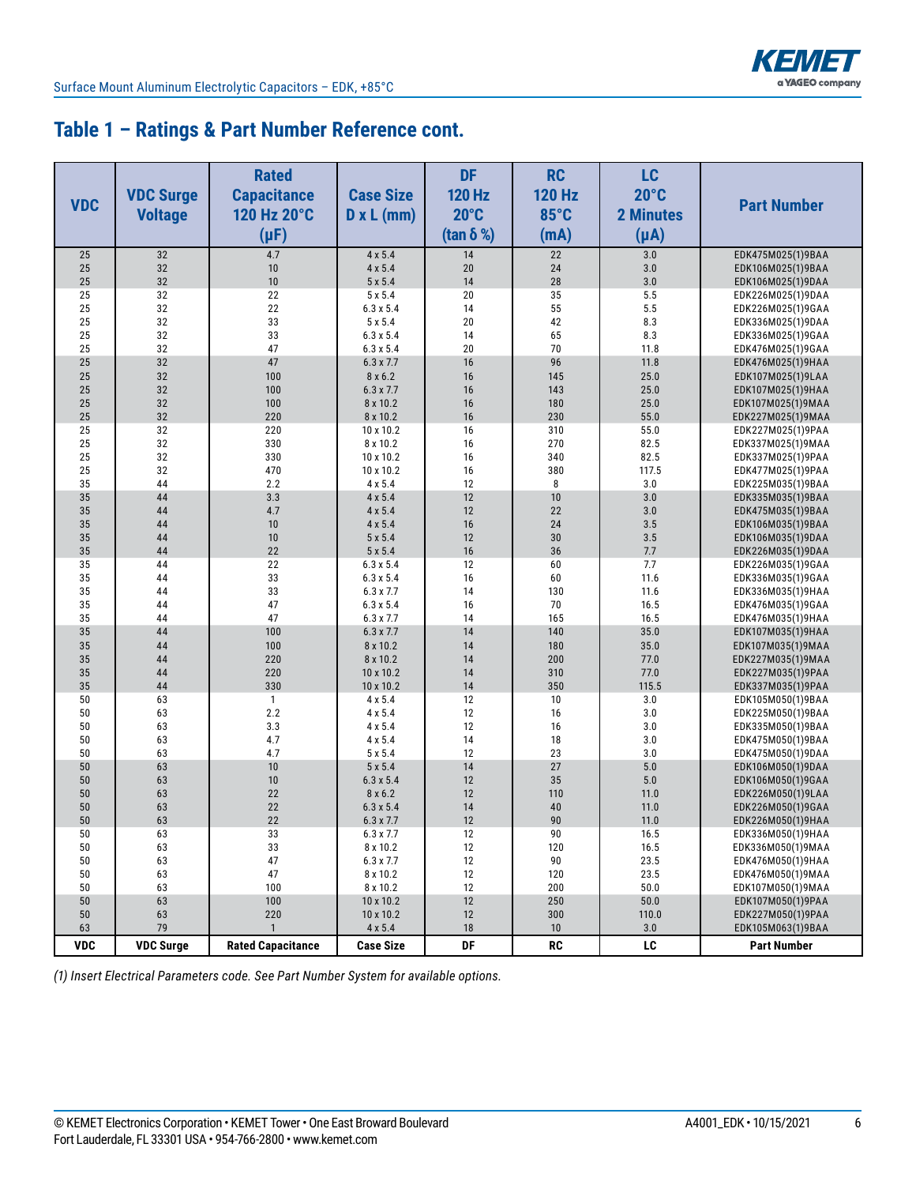## Table 1 – Ratings & Part Number Reference cont.

| VDC | VDC Surge Voltage | Rated Capacitance 120 Hz 20°C (µF) | Case Size D x L (mm) | DF 120 Hz 20°C (tan δ %) | RC 120 Hz 85°C (mA) | LC 20°C 2 Minutes (µA) | Part Number |
|---|---|---|---|---|---|---|---|
| 25 | 32 | 4.7 | 4 x 5.4 | 14 | 22 | 3.0 | EDK475M025(1)9BAA |
| 25 | 32 | 10 | 4 x 5.4 | 20 | 24 | 3.0 | EDK106M025(1)9BAA |
| 25 | 32 | 10 | 5 x 5.4 | 14 | 28 | 3.0 | EDK106M025(1)9DAA |
| 25 | 32 | 22 | 5 x 5.4 | 20 | 35 | 5.5 | EDK226M025(1)9DAA |
| 25 | 32 | 22 | 6.3 x 5.4 | 14 | 55 | 5.5 | EDK226M025(1)9GAA |
| 25 | 32 | 33 | 5 x 5.4 | 20 | 42 | 8.3 | EDK336M025(1)9DAA |
| 25 | 32 | 33 | 6.3 x 5.4 | 14 | 65 | 8.3 | EDK336M025(1)9GAA |
| 25 | 32 | 47 | 6.3 x 5.4 | 20 | 70 | 11.8 | EDK476M025(1)9GAA |
| 25 | 32 | 47 | 6.3 x 7.7 | 16 | 96 | 11.8 | EDK476M025(1)9HAA |
| 25 | 32 | 100 | 8 x 6.2 | 16 | 145 | 25.0 | EDK107M025(1)9LAA |
| 25 | 32 | 100 | 6.3 x 7.7 | 16 | 143 | 25.0 | EDK107M025(1)9HAA |
| 25 | 32 | 100 | 8 x 10.2 | 16 | 180 | 25.0 | EDK107M025(1)9MAA |
| 25 | 32 | 220 | 8 x 10.2 | 16 | 230 | 55.0 | EDK227M025(1)9MAA |
| 25 | 32 | 220 | 10 x 10.2 | 16 | 310 | 55.0 | EDK227M025(1)9PAA |
| 25 | 32 | 330 | 8 x 10.2 | 16 | 270 | 82.5 | EDK337M025(1)9MAA |
| 25 | 32 | 330 | 10 x 10.2 | 16 | 340 | 82.5 | EDK337M025(1)9PAA |
| 25 | 32 | 470 | 10 x 10.2 | 16 | 380 | 117.5 | EDK477M025(1)9PAA |
| 35 | 44 | 2.2 | 4 x 5.4 | 12 | 8 | 3.0 | EDK225M035(1)9BAA |
| 35 | 44 | 3.3 | 4 x 5.4 | 12 | 10 | 3.0 | EDK335M035(1)9BAA |
| 35 | 44 | 4.7 | 4 x 5.4 | 12 | 22 | 3.0 | EDK475M035(1)9BAA |
| 35 | 44 | 10 | 4 x 5.4 | 16 | 24 | 3.5 | EDK106M035(1)9BAA |
| 35 | 44 | 10 | 5 x 5.4 | 12 | 30 | 3.5 | EDK106M035(1)9DAA |
| 35 | 44 | 22 | 5 x 5.4 | 16 | 36 | 7.7 | EDK226M035(1)9DAA |
| 35 | 44 | 22 | 6.3 x 5.4 | 12 | 60 | 7.7 | EDK226M035(1)9GAA |
| 35 | 44 | 33 | 6.3 x 5.4 | 16 | 60 | 11.6 | EDK336M035(1)9GAA |
| 35 | 44 | 33 | 6.3 x 7.7 | 14 | 130 | 11.6 | EDK336M035(1)9HAA |
| 35 | 44 | 47 | 6.3 x 5.4 | 16 | 70 | 16.5 | EDK476M035(1)9GAA |
| 35 | 44 | 47 | 6.3 x 7.7 | 14 | 165 | 16.5 | EDK476M035(1)9HAA |
| 35 | 44 | 100 | 6.3 x 7.7 | 14 | 140 | 35.0 | EDK107M035(1)9HAA |
| 35 | 44 | 100 | 8 x 10.2 | 14 | 180 | 35.0 | EDK107M035(1)9MAA |
| 35 | 44 | 220 | 8 x 10.2 | 14 | 200 | 77.0 | EDK227M035(1)9MAA |
| 35 | 44 | 220 | 10 x 10.2 | 14 | 310 | 77.0 | EDK227M035(1)9PAA |
| 35 | 44 | 330 | 10 x 10.2 | 14 | 350 | 115.5 | EDK337M035(1)9PAA |
| 50 | 63 | 1 | 4 x 5.4 | 12 | 10 | 3.0 | EDK105M050(1)9BAA |
| 50 | 63 | 2.2 | 4 x 5.4 | 12 | 16 | 3.0 | EDK225M050(1)9BAA |
| 50 | 63 | 3.3 | 4 x 5.4 | 12 | 16 | 3.0 | EDK335M050(1)9BAA |
| 50 | 63 | 4.7 | 4 x 5.4 | 14 | 18 | 3.0 | EDK475M050(1)9BAA |
| 50 | 63 | 4.7 | 5 x 5.4 | 12 | 23 | 3.0 | EDK475M050(1)9DAA |
| 50 | 63 | 10 | 5 x 5.4 | 14 | 27 | 5.0 | EDK106M050(1)9DAA |
| 50 | 63 | 10 | 6.3 x 5.4 | 12 | 35 | 5.0 | EDK106M050(1)9GAA |
| 50 | 63 | 22 | 8 x 6.2 | 12 | 110 | 11.0 | EDK226M050(1)9LAA |
| 50 | 63 | 22 | 6.3 x 5.4 | 14 | 40 | 11.0 | EDK226M050(1)9GAA |
| 50 | 63 | 22 | 6.3 x 7.7 | 12 | 90 | 11.0 | EDK226M050(1)9HAA |
| 50 | 63 | 33 | 6.3 x 7.7 | 12 | 90 | 16.5 | EDK336M050(1)9HAA |
| 50 | 63 | 33 | 8 x 10.2 | 12 | 120 | 16.5 | EDK336M050(1)9MAA |
| 50 | 63 | 47 | 6.3 x 7.7 | 12 | 90 | 23.5 | EDK476M050(1)9HAA |
| 50 | 63 | 47 | 8 x 10.2 | 12 | 120 | 23.5 | EDK476M050(1)9MAA |
| 50 | 63 | 100 | 8 x 10.2 | 12 | 200 | 50.0 | EDK107M050(1)9MAA |
| 50 | 63 | 100 | 10 x 10.2 | 12 | 250 | 50.0 | EDK107M050(1)9PAA |
| 50 | 63 | 220 | 10 x 10.2 | 12 | 300 | 110.0 | EDK227M050(1)9PAA |
| 63 | 79 | 1 | 4 x 5.4 | 18 | 10 | 3.0 | EDK105M063(1)9BAA |
| VDC | VDC Surge | Rated Capacitance | Case Size | DF | RC | LC | Part Number |

*(1) Insert Electrical Parameters code. See Part Number System for available options.*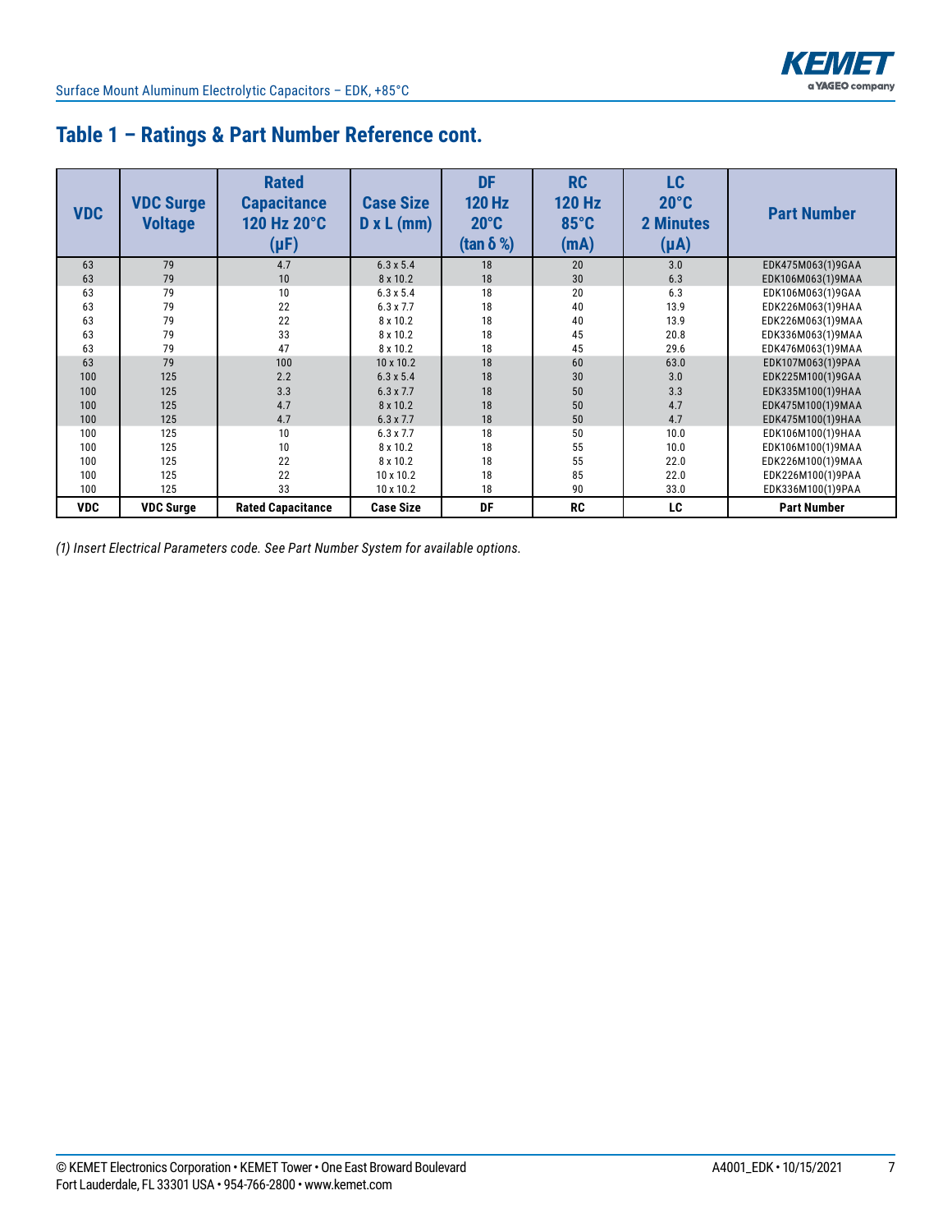## Table 1 – Ratings & Part Number Reference cont.

| VDC | VDC Surge Voltage | Rated Capacitance 120 Hz 20°C (µF) | Case Size D x L (mm) | DF 120 Hz 20°C (tan δ %) | RC 120 Hz 85°C (mA) | LC 20°C 2 Minutes (µA) | Part Number |
|---|---|---|---|---|---|---|---|
| 63 | 79 | 4.7 | 6.3 x 5.4 | 18 | 20 | 3.0 | EDK475M063(1)9GAA |
| 63 | 79 | 10 | 8 x 10.2 | 18 | 30 | 6.3 | EDK106M063(1)9MAA |
| 63 | 79 | 10 | 6.3 x 5.4 | 18 | 20 | 6.3 | EDK106M063(1)9GAA |
| 63 | 79 | 22 | 6.3 x 7.7 | 18 | 40 | 13.9 | EDK226M063(1)9HAA |
| 63 | 79 | 22 | 8 x 10.2 | 18 | 40 | 13.9 | EDK226M063(1)9MAA |
| 63 | 79 | 33 | 8 x 10.2 | 18 | 45 | 20.8 | EDK336M063(1)9MAA |
| 63 | 79 | 47 | 8 x 10.2 | 18 | 45 | 29.6 | EDK476M063(1)9MAA |
| 63 | 79 | 100 | 10 x 10.2 | 18 | 60 | 63.0 | EDK107M063(1)9PAA |
| 100 | 125 | 2.2 | 6.3 x 5.4 | 18 | 30 | 3.0 | EDK225M100(1)9GAA |
| 100 | 125 | 3.3 | 6.3 x 7.7 | 18 | 50 | 3.3 | EDK335M100(1)9HAA |
| 100 | 125 | 4.7 | 8 x 10.2 | 18 | 50 | 4.7 | EDK475M100(1)9MAA |
| 100 | 125 | 4.7 | 6.3 x 7.7 | 18 | 50 | 4.7 | EDK475M100(1)9HAA |
| 100 | 125 | 10 | 6.3 x 7.7 | 18 | 50 | 10.0 | EDK106M100(1)9HAA |
| 100 | 125 | 10 | 8 x 10.2 | 18 | 55 | 10.0 | EDK106M100(1)9MAA |
| 100 | 125 | 22 | 8 x 10.2 | 18 | 55 | 22.0 | EDK226M100(1)9MAA |
| 100 | 125 | 22 | 10 x 10.2 | 18 | 85 | 22.0 | EDK226M100(1)9PAA |
| 100 | 125 | 33 | 10 x 10.2 | 18 | 90 | 33.0 | EDK336M100(1)9PAA |
| **VDC** | **VDC Surge** | **Rated Capacitance** | **Case Size** | **DF** | **RC** | **LC** | **Part Number** |

*(1) Insert Electrical Parameters code. See Part Number System for available options.*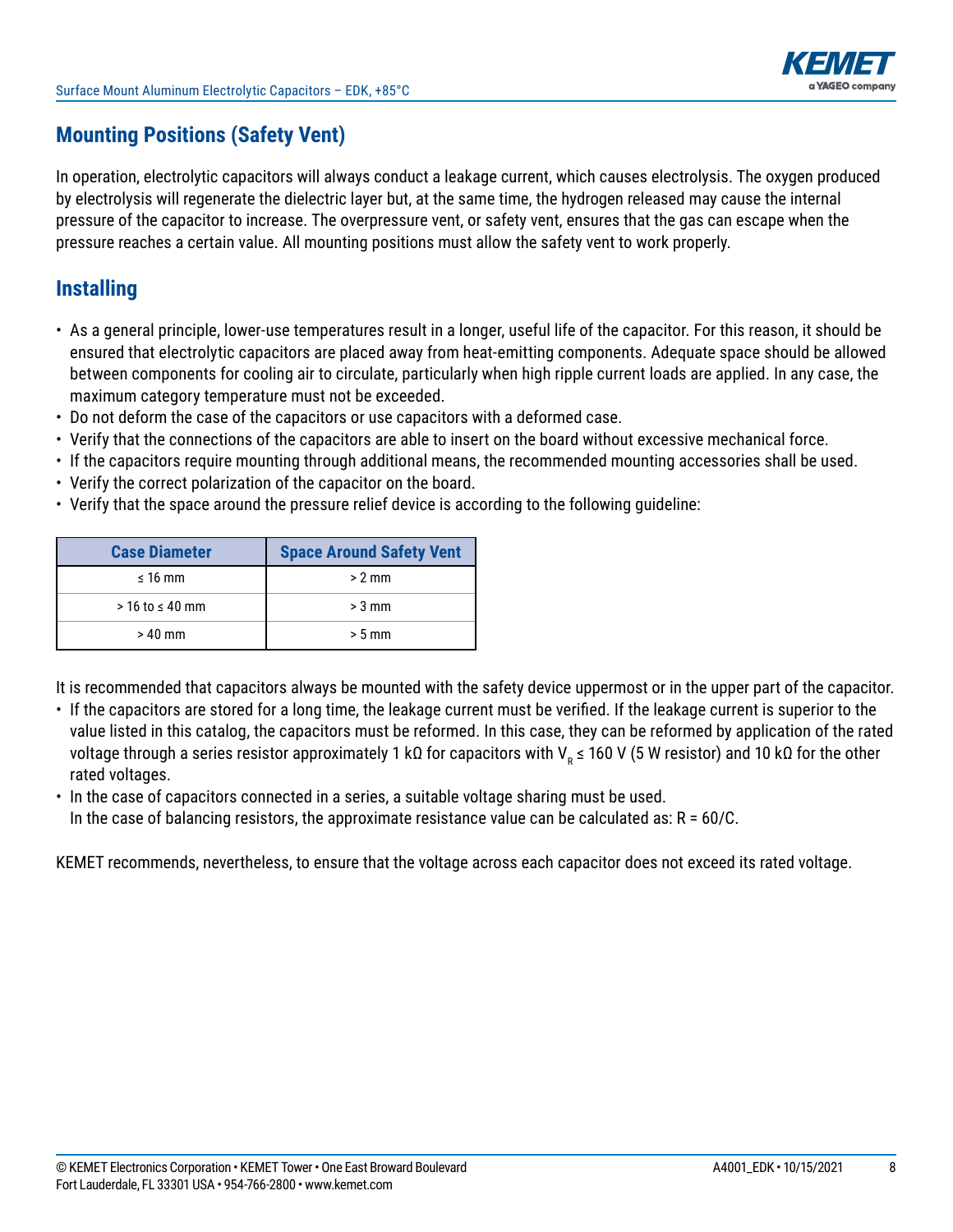## Mounting Positions (Safety Vent)

In operation, electrolytic capacitors will always conduct a leakage current, which causes electrolysis. The oxygen produced by electrolysis will regenerate the dielectric layer but, at the same time, the hydrogen released may cause the internal pressure of the capacitor to increase. The overpressure vent, or safety vent, ensures that the gas can escape when the pressure reaches a certain value. All mounting positions must allow the safety vent to work properly.

## Installing

- As a general principle, lower-use temperatures result in a longer, useful life of the capacitor. For this reason, it should be ensured that electrolytic capacitors are placed away from heat-emitting components. Adequate space should be allowed between components for cooling air to circulate, particularly when high ripple current loads are applied. In any case, the maximum category temperature must not be exceeded.
- Do not deform the case of the capacitors or use capacitors with a deformed case.
- Verify that the connections of the capacitors are able to insert on the board without excessive mechanical force.
- If the capacitors require mounting through additional means, the recommended mounting accessories shall be used.
- Verify the correct polarization of the capacitor on the board.
- Verify that the space around the pressure relief device is according to the following guideline:

| Case Diameter | Space Around Safety Vent |
|---|---|
| ≤ 16 mm | > 2 mm |
| > 16 to ≤ 40 mm | > 3 mm |
| > 40 mm | > 5 mm |

It is recommended that capacitors always be mounted with the safety device uppermost or in the upper part of the capacitor.

- If the capacitors are stored for a long time, the leakage current must be verified. If the leakage current is superior to the value listed in this catalog, the capacitors must be reformed. In this case, they can be reformed by application of the rated voltage through a series resistor approximately 1 kΩ for capacitors with $V_R \leq 160$ V (5 W resistor) and 10 kΩ for the other rated voltages.
- In the case of capacitors connected in a series, a suitable voltage sharing must be used.
  In the case of balancing resistors, the approximate resistance value can be calculated as: $R = 60/C$.

KEMET recommends, nevertheless, to ensure that the voltage across each capacitor does not exceed its rated voltage.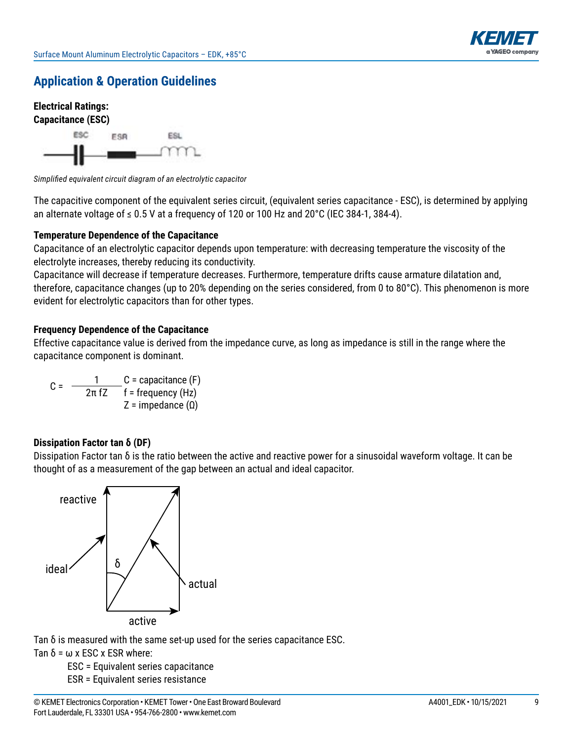## Application & Operation Guidelines

**Electrical Ratings:**

**Capacitance (ESC)**

*Simplified equivalent circuit diagram of an electrolytic capacitor*

The capacitive component of the equivalent series circuit, (equivalent series capacitance - ESC), is determined by applying an alternate voltage of ≤ 0.5 V at a frequency of 120 or 100 Hz and 20°C (IEC 384-1, 384-4).

**Temperature Dependence of the Capacitance**

Capacitance of an electrolytic capacitor depends upon temperature: with decreasing temperature the viscosity of the electrolyte increases, thereby reducing its conductivity.

Capacitance will decrease if temperature decreases. Furthermore, temperature drifts cause armature dilatation and, therefore, capacitance changes (up to 20% depending on the series considered, from 0 to 80°C). This phenomenon is more evident for electrolytic capacitors than for other types.

**Frequency Dependence of the Capacitance**

Effective capacitance value is derived from the impedance curve, as long as impedance is still in the range where the capacitance component is dominant.

$$C = \frac{1}{2\pi fZ}$$

C = capacitance (F)
f = frequency (Hz)
Z = impedance (Ω)

**Dissipation Factor tan δ (DF)**

Dissipation Factor tan δ is the ratio between the active and reactive power for a sinusoidal waveform voltage. It can be thought of as a measurement of the gap between an actual and ideal capacitor.

Tan δ is measured with the same set-up used for the series capacitance ESC.

Tan δ = ω x ESC x ESR where:

- ESC = Equivalent series capacitance
- ESR = Equivalent series resistance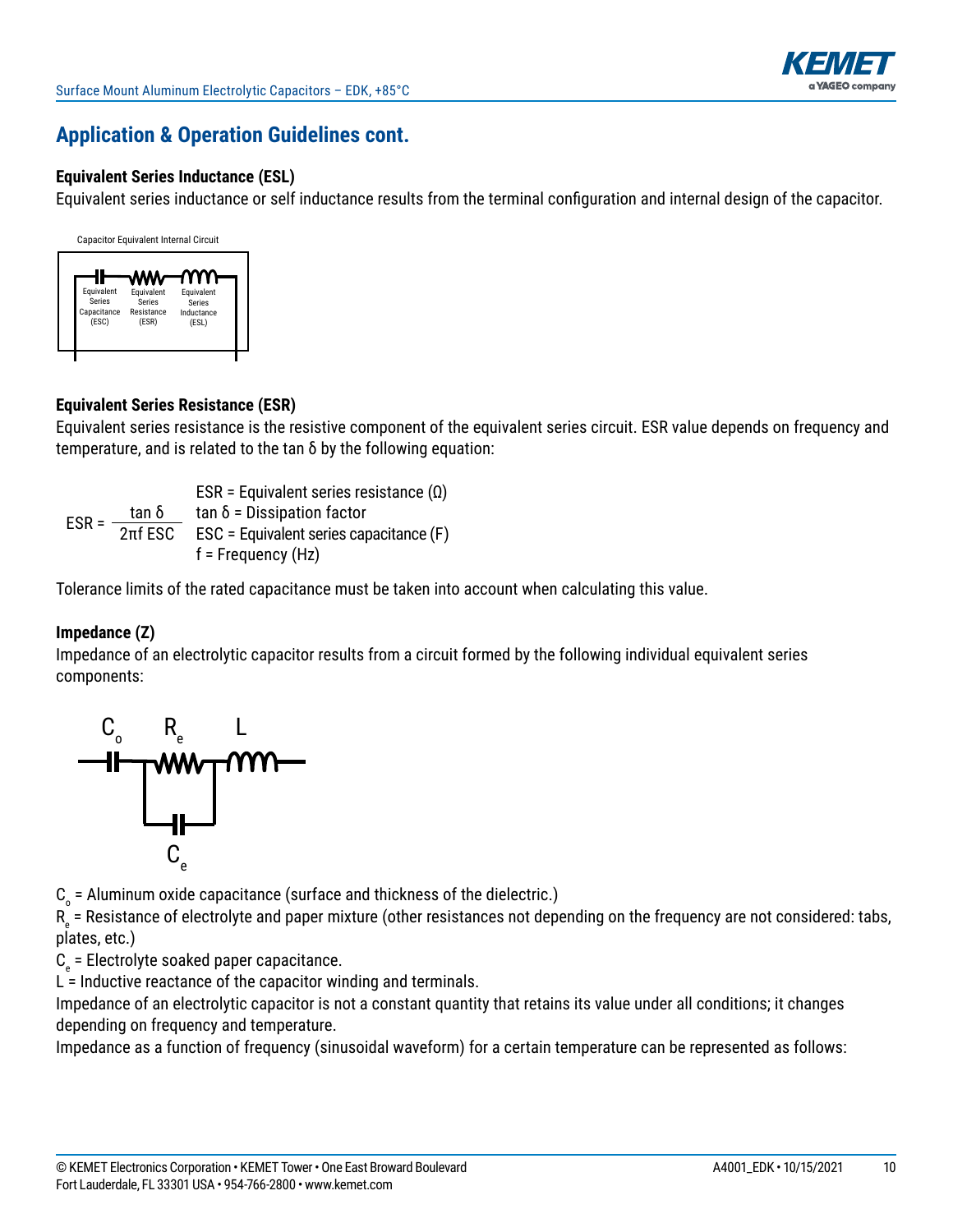## Application & Operation Guidelines cont.

### Equivalent Series Inductance (ESL)

Equivalent series inductance or self inductance results from the terminal configuration and internal design of the capacitor.

Capacitor Equivalent Internal Circuit

Equivalent Series Capacitance (ESC) | Equivalent Series Resistance (ESR) | Equivalent Series Inductance (ESL)

### Equivalent Series Resistance (ESR)

Equivalent series resistance is the resistive component of the equivalent series circuit. ESR value depends on frequency and temperature, and is related to the tan δ by the following equation:

$$ESR = \frac{\tan \delta}{2\pi f \, ESC}$$

ESR = Equivalent series resistance (Ω)
tan δ = Dissipation factor
ESC = Equivalent series capacitance (F)
f = Frequency (Hz)

Tolerance limits of the rated capacitance must be taken into account when calculating this value.

### Impedance (Z)

Impedance of an electrolytic capacitor results from a circuit formed by the following individual equivalent series components:

$C_o$ $R_e$ $L$ $C_e$

$C_o$ = Aluminum oxide capacitance (surface and thickness of the dielectric.)
$R_e$ = Resistance of electrolyte and paper mixture (other resistances not depending on the frequency are not considered: tabs, plates, etc.)
$C_e$ = Electrolyte soaked paper capacitance.
L = Inductive reactance of the capacitor winding and terminals.
Impedance of an electrolytic capacitor is not a constant quantity that retains its value under all conditions; it changes depending on frequency and temperature.
Impedance as a function of frequency (sinusoidal waveform) for a certain temperature can be represented as follows: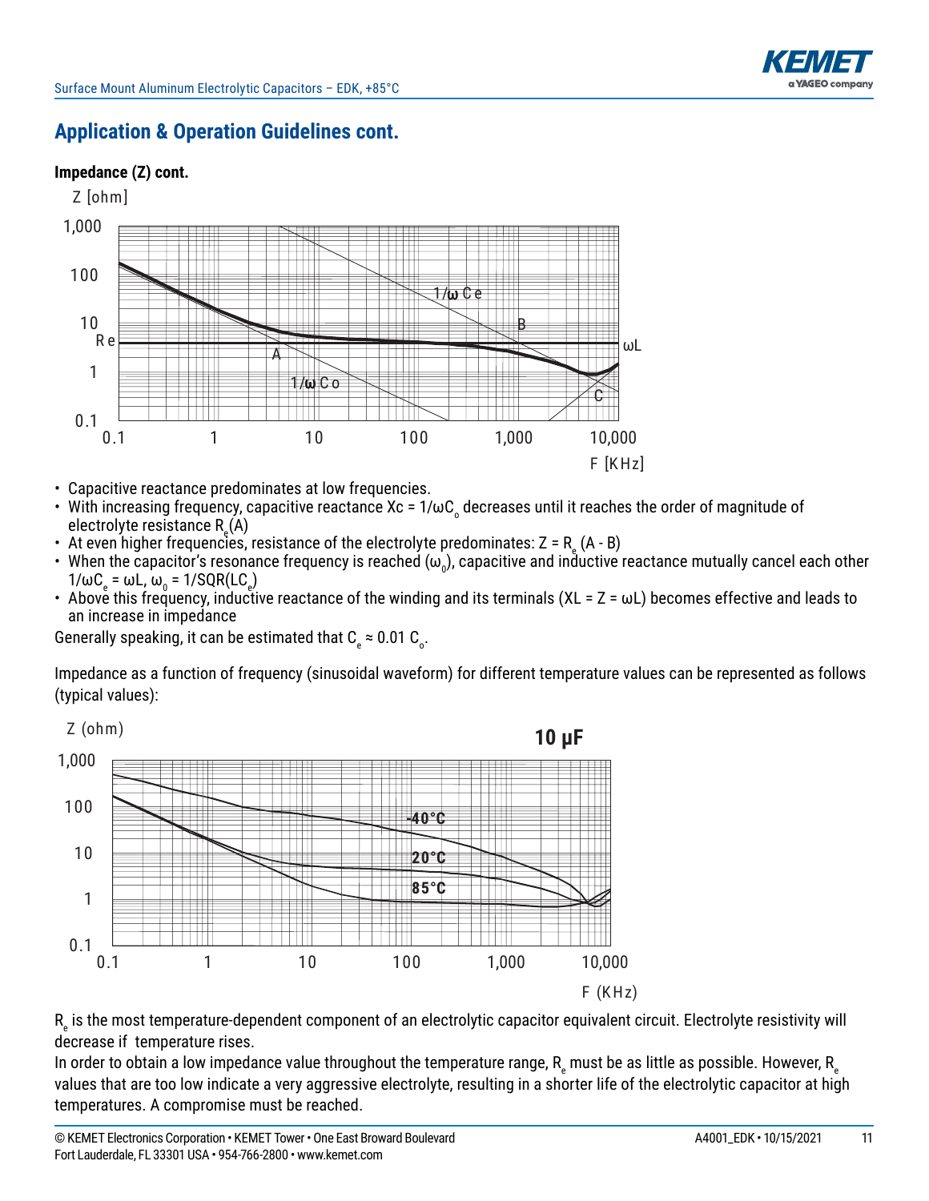## Application & Operation Guidelines cont.

### Impedance (Z) cont.

- Capacitive reactance predominates at low frequencies.
- With increasing frequency, capacitive reactance $X_c = 1/\omega C_o$ decreases until it reaches the order of magnitude of electrolyte resistance $R_e$ (A)
- At even higher frequencies, resistance of the electrolyte predominates: $Z = R_e$ (A - B)
- When the capacitor's resonance frequency is reached ($\omega_0$), capacitive and inductive reactance mutually cancel each other $1/\omega C_e = \omega L$, $\omega_0 = 1/SQR(LC_e)$
- Above this frequency, inductive reactance of the winding and its terminals ($XL = Z = \omega L$) becomes effective and leads to an increase in impedance

Generally speaking, it can be estimated that $C_e \approx 0.01\ C_o$.

Impedance as a function of frequency (sinusoidal waveform) for different temperature values can be represented as follows (typical values):

$R_e$ is the most temperature-dependent component of an electrolytic capacitor equivalent circuit. Electrolyte resistivity will decrease if temperature rises.

In order to obtain a low impedance value throughout the temperature range, $R_e$ must be as little as possible. However, $R_e$ values that are too low indicate a very aggressive electrolyte, resulting in a shorter life of the electrolytic capacitor at high temperatures. A compromise must be reached.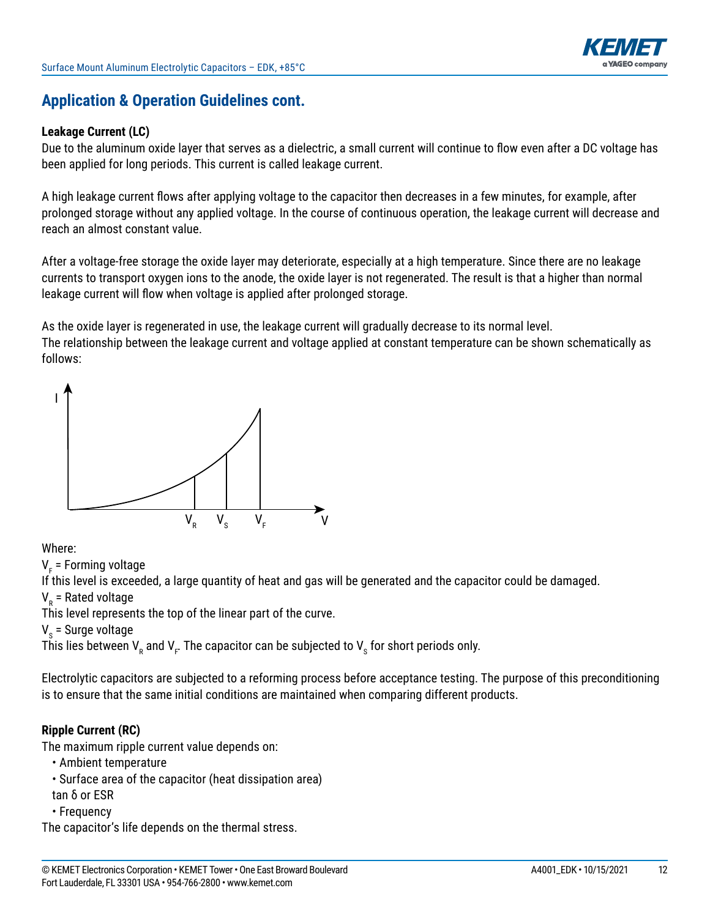## Application & Operation Guidelines cont.

**Leakage Current (LC)**

Due to the aluminum oxide layer that serves as a dielectric, a small current will continue to flow even after a DC voltage has been applied for long periods. This current is called leakage current.

A high leakage current flows after applying voltage to the capacitor then decreases in a few minutes, for example, after prolonged storage without any applied voltage. In the course of continuous operation, the leakage current will decrease and reach an almost constant value.

After a voltage-free storage the oxide layer may deteriorate, especially at a high temperature. Since there are no leakage currents to transport oxygen ions to the anode, the oxide layer is not regenerated. The result is that a higher than normal leakage current will flow when voltage is applied after prolonged storage.

As the oxide layer is regenerated in use, the leakage current will gradually decrease to its normal level.
The relationship between the leakage current and voltage applied at constant temperature can be shown schematically as follows:

Where:

$V_F$ = Forming voltage
If this level is exceeded, a large quantity of heat and gas will be generated and the capacitor could be damaged.

$V_R$ = Rated voltage
This level represents the top of the linear part of the curve.

$V_S$ = Surge voltage
This lies between $V_R$ and $V_F$. The capacitor can be subjected to $V_S$ for short periods only.

Electrolytic capacitors are subjected to a reforming process before acceptance testing. The purpose of this preconditioning is to ensure that the same initial conditions are maintained when comparing different products.

**Ripple Current (RC)**

The maximum ripple current value depends on:

- Ambient temperature
- Surface area of the capacitor (heat dissipation area)
  tan δ or ESR
- Frequency

The capacitor's life depends on the thermal stress.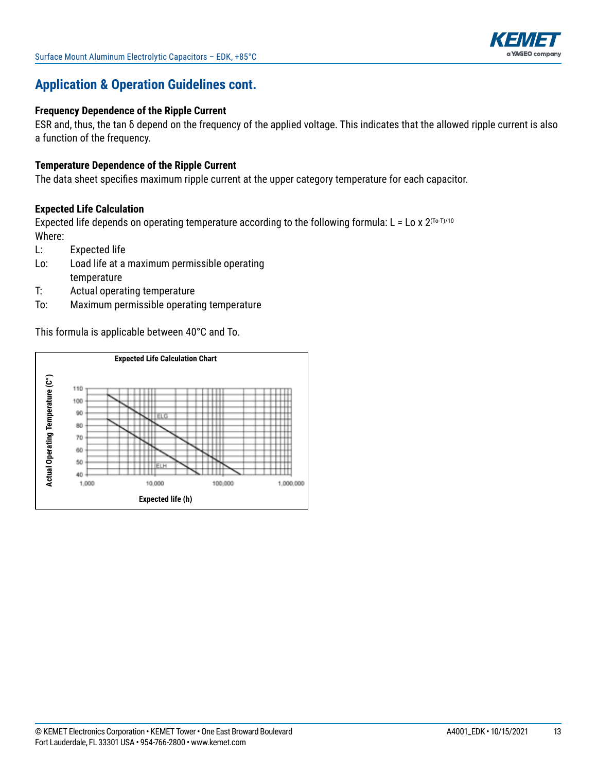## Application & Operation Guidelines cont.

### Frequency Dependence of the Ripple Current

ESR and, thus, the tan δ depend on the frequency of the applied voltage. This indicates that the allowed ripple current is also a function of the frequency.

### Temperature Dependence of the Ripple Current

The data sheet specifies maximum ripple current at the upper category temperature for each capacitor.

### Expected Life Calculation

Expected life depends on operating temperature according to the following formula: $L = Lo \times 2^{(To-T)/10}$

Where:

- L: Expected life
- Lo: Load life at a maximum permissible operating temperature
- T: Actual operating temperature
- To: Maximum permissible operating temperature

This formula is applicable between 40°C and To.

**Expected Life Calculation Chart**

Actual Operating Temperature (C°)

110
100
90
80
70
60
50
40

ELG
ELH

1,000 10,000 100,000 1,000,000

Expected life (h)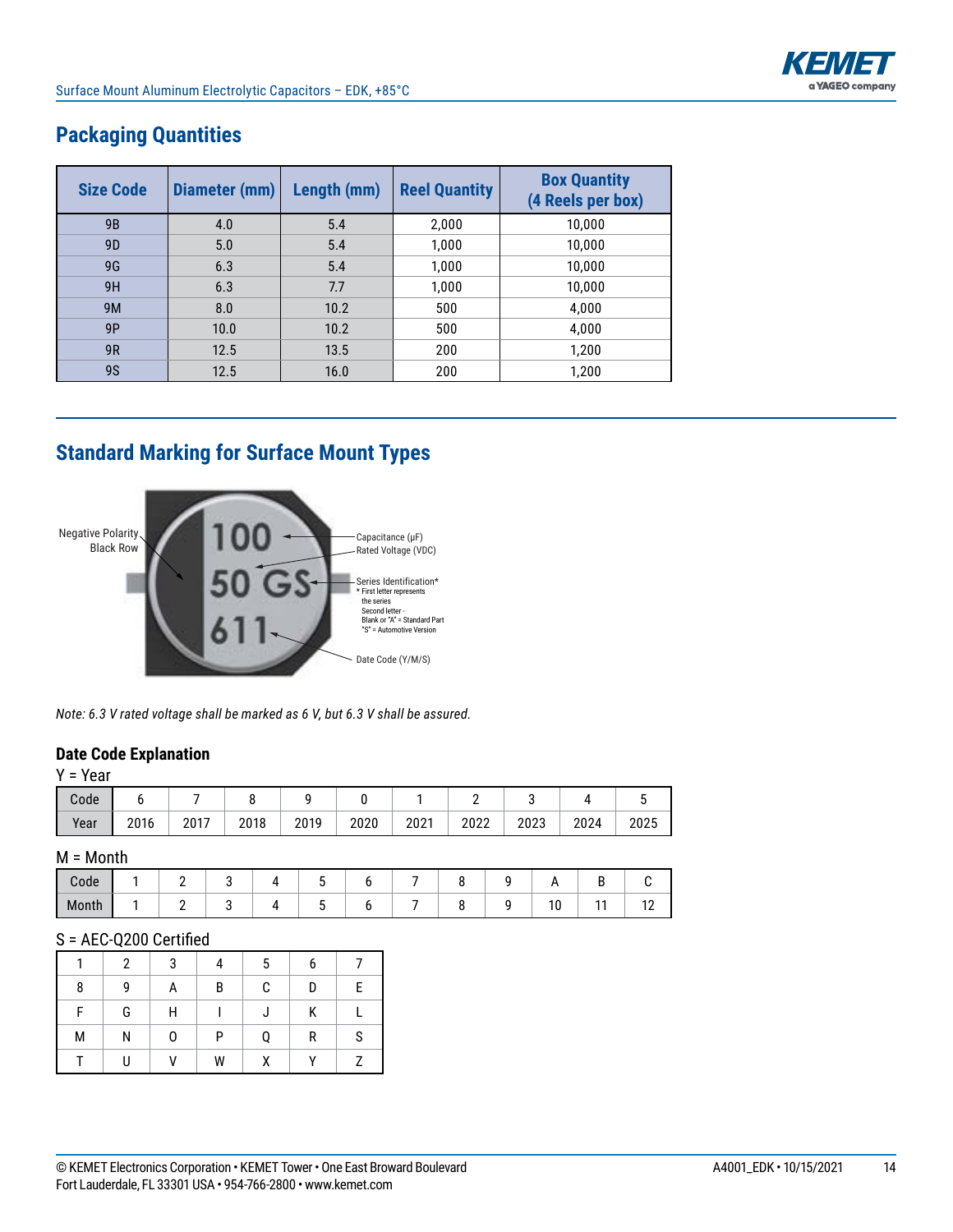## Packaging Quantities

| Size Code | Diameter (mm) | Length (mm) | Reel Quantity | Box Quantity (4 Reels per box) |
|---|---|---|---|---|
| 9B | 4.0 | 5.4 | 2,000 | 10,000 |
| 9D | 5.0 | 5.4 | 1,000 | 10,000 |
| 9G | 6.3 | 5.4 | 1,000 | 10,000 |
| 9H | 6.3 | 7.7 | 1,000 | 10,000 |
| 9M | 8.0 | 10.2 | 500 | 4,000 |
| 9P | 10.0 | 10.2 | 500 | 4,000 |
| 9R | 12.5 | 13.5 | 200 | 1,200 |
| 9S | 12.5 | 16.0 | 200 | 1,200 |

## Standard Marking for Surface Mount Types

Negative Polarity Black Row

100 — Capacitance (µF)

50 — Rated Voltage (VDC)

GS — Series Identification*
* First letter represents the series
Second letter - Blank or "A" = Standard Part
"S" = Automotive Version

611 — Date Code (Y/M/S)

*Note: 6.3 V rated voltage shall be marked as 6 V, but 6.3 V shall be assured.*

### Date Code Explanation

Y = Year

| Code | 6 | 7 | 8 | 9 | 0 | 1 | 2 | 3 | 4 | 5 |
|---|---|---|---|---|---|---|---|---|---|---|
| Year | 2016 | 2017 | 2018 | 2019 | 2020 | 2021 | 2022 | 2023 | 2024 | 2025 |

M = Month

| Code | 1 | 2 | 3 | 4 | 5 | 6 | 7 | 8 | 9 | A | B | C |
|---|---|---|---|---|---|---|---|---|---|---|---|---|
| Month | 1 | 2 | 3 | 4 | 5 | 6 | 7 | 8 | 9 | 10 | 11 | 12 |

S = AEC-Q200 Certified

| 1 | 2 | 3 | 4 | 5 | 6 | 7 |
|---|---|---|---|---|---|---|
| 8 | 9 | A | B | C | D | E |
| F | G | H | I | J | K | L |
| M | N | O | P | Q | R | S |
| T | U | V | W | X | Y | Z |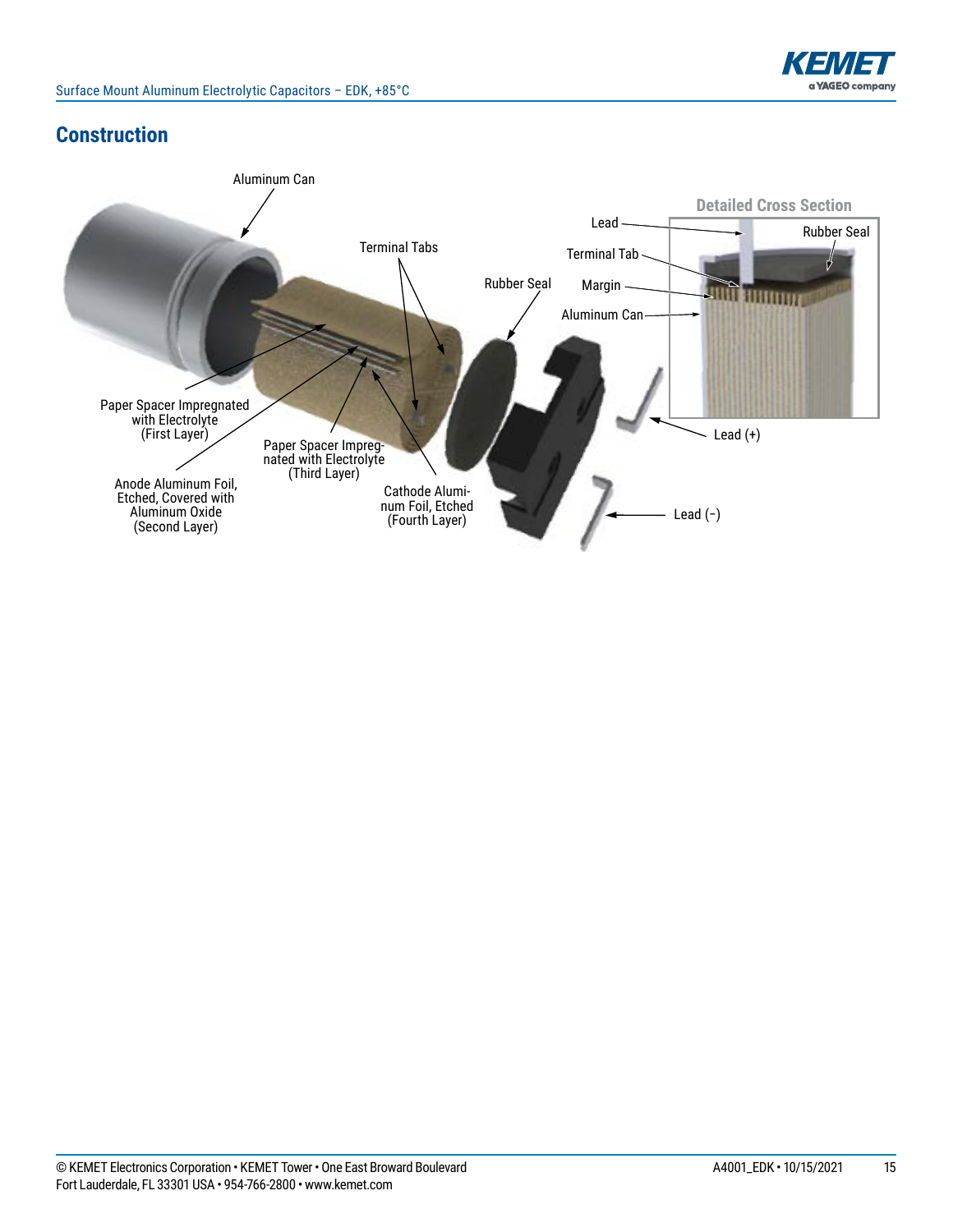## Construction

Aluminum Can

Terminal Tabs

Rubber Seal

Paper Spacer Impregnated with Electrolyte (First Layer)

Paper Spacer Impregnated with Electrolyte (Third Layer)

Anode Aluminum Foil, Etched, Covered with Aluminum Oxide (Second Layer)

Cathode Aluminum Foil, Etched (Fourth Layer)

Lead (+)

Lead (–)

**Detailed Cross Section**

Lead

Rubber Seal

Terminal Tab

Margin

Aluminum Can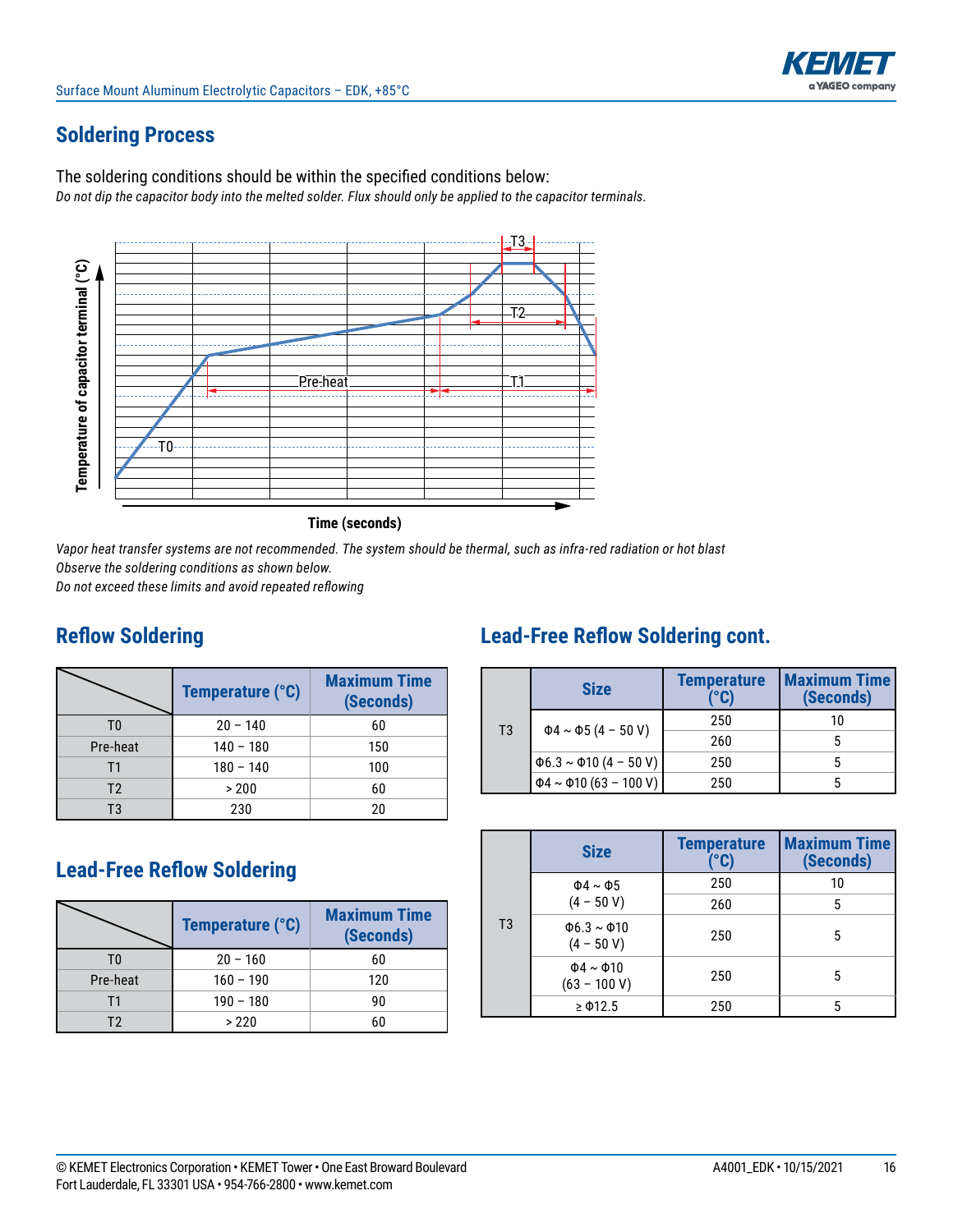## Soldering Process

The soldering conditions should be within the specified conditions below:

*Do not dip the capacitor body into the melted solder. Flux should only be applied to the capacitor terminals.*

*Vapor heat transfer systems are not recommended. The system should be thermal, such as infra-red radiation or hot blast*

*Observe the soldering conditions as shown below.*

*Do not exceed these limits and avoid repeated reflowing*

## Reflow Soldering

| | Temperature (°C) | Maximum Time (Seconds) |
|---|---|---|
| T0 | 20 – 140 | 60 |
| Pre-heat | 140 – 180 | 150 |
| T1 | 180 – 140 | 100 |
| T2 | > 200 | 60 |
| T3 | 230 | 20 |

## Lead-Free Reflow Soldering

| | Temperature (°C) | Maximum Time (Seconds) |
|---|---|---|
| T0 | 20 – 160 | 60 |
| Pre-heat | 160 – 190 | 120 |
| T1 | 190 – 180 | 90 |
| T2 | > 220 | 60 |

## Lead-Free Reflow Soldering cont.

| | Size | Temperature (°C) | Maximum Time (Seconds) |
|---|---|---|---|
| T3 | Φ4 ~ Φ5 (4 – 50 V) | 250 | 10 |
| | | 260 | 5 |
| | Φ6.3 ~ Φ10 (4 – 50 V) | 250 | 5 |
| | Φ4 ~ Φ10 (63 – 100 V) | 250 | 5 |

| | Size | Temperature (°C) | Maximum Time (Seconds) |
|---|---|---|---|
| T3 | Φ4 ~ Φ5 (4 – 50 V) | 250 | 10 |
| | | 260 | 5 |
| | Φ6.3 ~ Φ10 (4 – 50 V) | 250 | 5 |
| | Φ4 ~ Φ10 (63 – 100 V) | 250 | 5 |
| | ≥ Φ12.5 | 250 | 5 |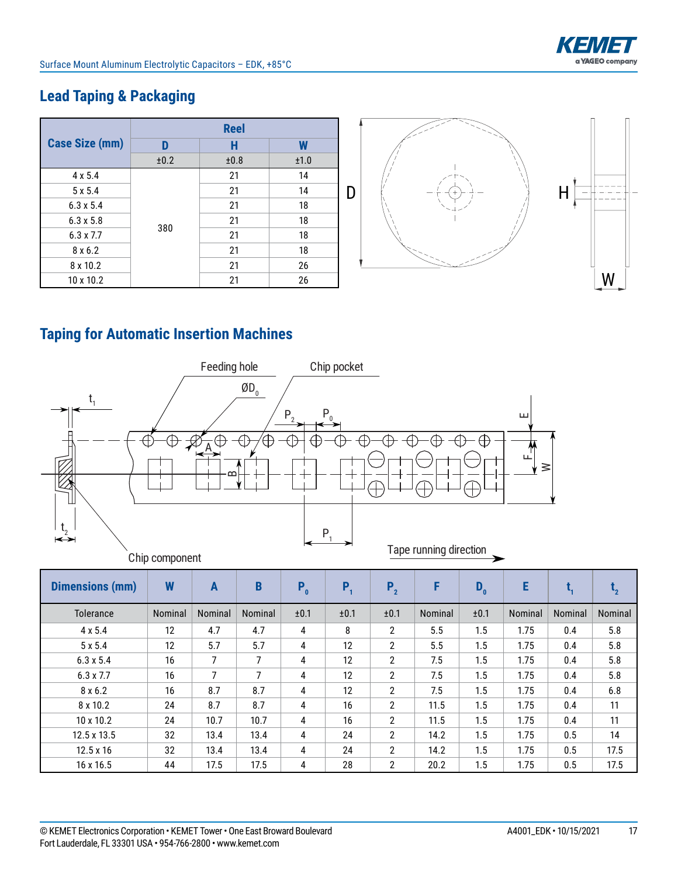## Lead Taping & Packaging

| Case Size (mm) | Reel | | |
|---|---|---|---|
| | D | H | W |
| | ±0.2 | ±0.8 | ±1.0 |
| 4 x 5.4 | 380 | 21 | 14 |
| 5 x 5.4 | | 21 | 14 |
| 6.3 x 5.4 | | 21 | 18 |
| 6.3 x 5.8 | | 21 | 18 |
| 6.3 x 7.7 | | 21 | 18 |
| 8 x 6.2 | | 21 | 18 |
| 8 x 10.2 | | 21 | 26 |
| 10 x 10.2 | | 21 | 26 |

## Taping for Automatic Insertion Machines

| Dimensions (mm) | W | A | B | $P_0$ | $P_1$ | $P_2$ | F | $D_0$ | E | $t_1$ | $t_2$ |
|---|---|---|---|---|---|---|---|---|---|---|---|
| Tolerance | Nominal | Nominal | Nominal | ±0.1 | ±0.1 | ±0.1 | Nominal | ±0.1 | Nominal | Nominal | Nominal |
| 4 x 5.4 | 12 | 4.7 | 4.7 | 4 | 8 | 2 | 5.5 | 1.5 | 1.75 | 0.4 | 5.8 |
| 5 x 5.4 | 12 | 5.7 | 5.7 | 4 | 12 | 2 | 5.5 | 1.5 | 1.75 | 0.4 | 5.8 |
| 6.3 x 5.4 | 16 | 7 | 7 | 4 | 12 | 2 | 7.5 | 1.5 | 1.75 | 0.4 | 5.8 |
| 6.3 x 7.7 | 16 | 7 | 7 | 4 | 12 | 2 | 7.5 | 1.5 | 1.75 | 0.4 | 5.8 |
| 8 x 6.2 | 16 | 8.7 | 8.7 | 4 | 12 | 2 | 7.5 | 1.5 | 1.75 | 0.4 | 6.8 |
| 8 x 10.2 | 24 | 8.7 | 8.7 | 4 | 16 | 2 | 11.5 | 1.5 | 1.75 | 0.4 | 11 |
| 10 x 10.2 | 24 | 10.7 | 10.7 | 4 | 16 | 2 | 11.5 | 1.5 | 1.75 | 0.4 | 11 |
| 12.5 x 13.5 | 32 | 13.4 | 13.4 | 4 | 24 | 2 | 14.2 | 1.5 | 1.75 | 0.5 | 14 |
| 12.5 x 16 | 32 | 13.4 | 13.4 | 4 | 24 | 2 | 14.2 | 1.5 | 1.75 | 0.5 | 17.5 |
| 16 x 16.5 | 44 | 17.5 | 17.5 | 4 | 28 | 2 | 20.2 | 1.5 | 1.75 | 0.5 | 17.5 |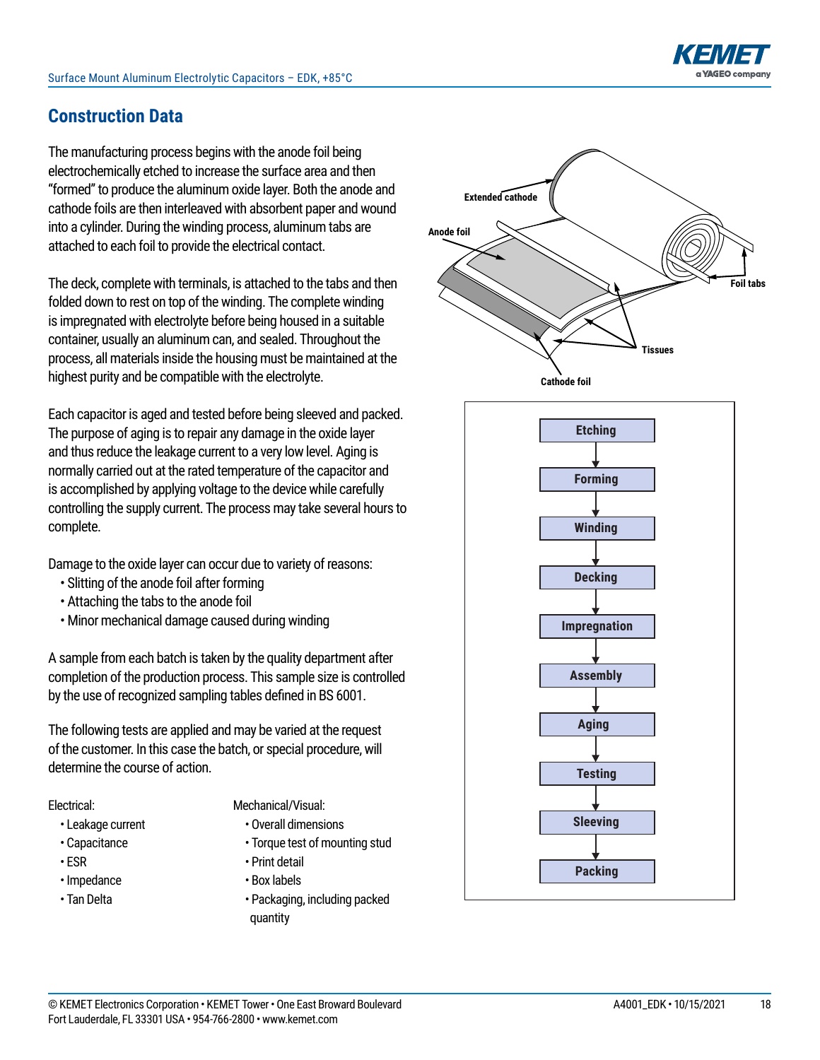## Construction Data

The manufacturing process begins with the anode foil being electrochemically etched to increase the surface area and then "formed" to produce the aluminum oxide layer. Both the anode and cathode foils are then interleaved with absorbent paper and wound into a cylinder. During the winding process, aluminum tabs are attached to each foil to provide the electrical contact.

The deck, complete with terminals, is attached to the tabs and then folded down to rest on top of the winding. The complete winding is impregnated with electrolyte before being housed in a suitable container, usually an aluminum can, and sealed. Throughout the process, all materials inside the housing must be maintained at the highest purity and be compatible with the electrolyte.

Each capacitor is aged and tested before being sleeved and packed. The purpose of aging is to repair any damage in the oxide layer and thus reduce the leakage current to a very low level. Aging is normally carried out at the rated temperature of the capacitor and is accomplished by applying voltage to the device while carefully controlling the supply current. The process may take several hours to complete.

Damage to the oxide layer can occur due to variety of reasons:

- Slitting of the anode foil after forming
- Attaching the tabs to the anode foil
- Minor mechanical damage caused during winding

A sample from each batch is taken by the quality department after completion of the production process. This sample size is controlled by the use of recognized sampling tables defined in BS 6001.

The following tests are applied and may be varied at the request of the customer. In this case the batch, or special procedure, will determine the course of action.

Electrical:

- Leakage current
- Capacitance
- ESR
- Impedance
- Tan Delta

Mechanical/Visual:

- Overall dimensions
- Torque test of mounting stud
- Print detail
- Box labels
- Packaging, including packed quantity

Extended cathode

Anode foil

Foil tabs

Tissues

Cathode foil

Etching → Forming → Winding → Decking → Impregnation → Assembly → Aging → Testing → Sleeving → Packing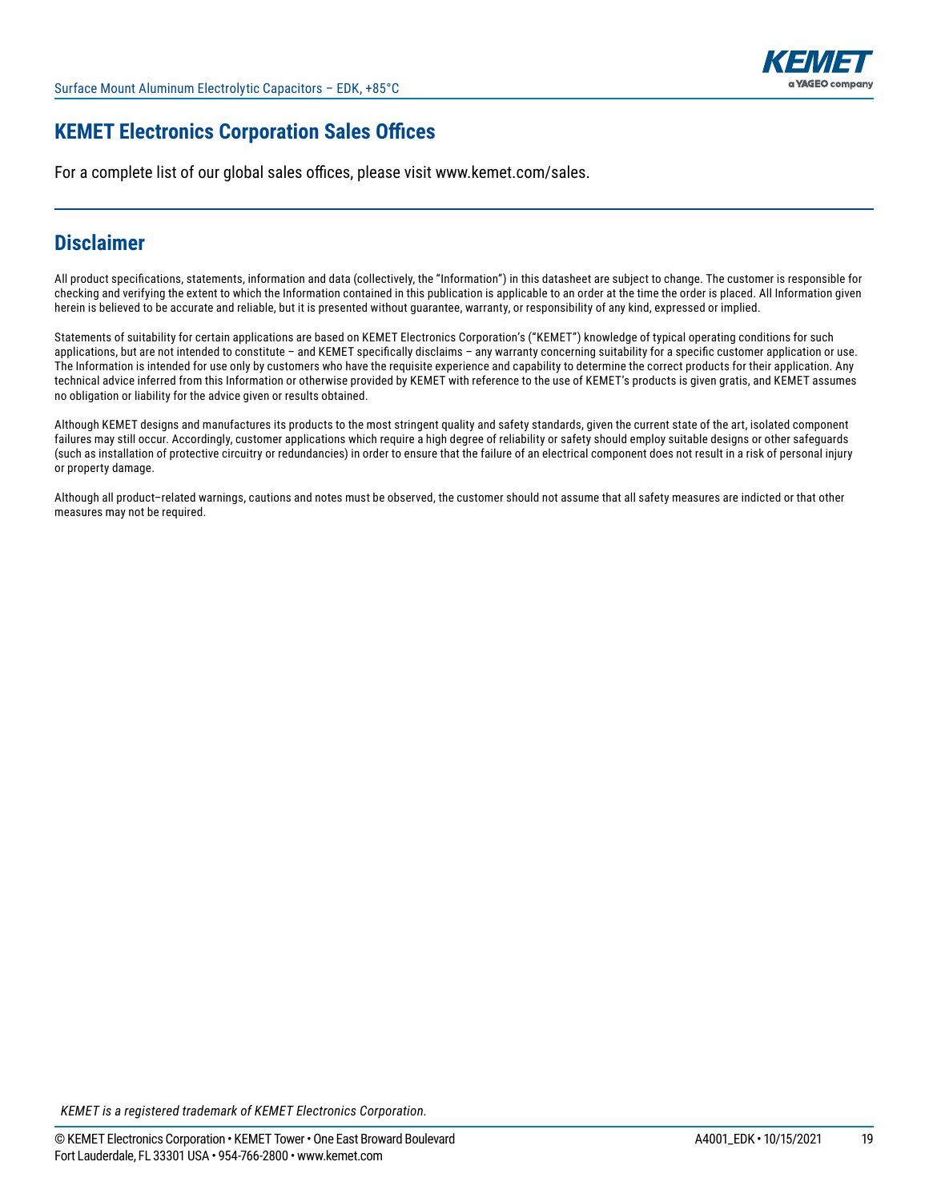## KEMET Electronics Corporation Sales Offices

For a complete list of our global sales offices, please visit www.kemet.com/sales.

## Disclaimer

All product specifications, statements, information and data (collectively, the "Information") in this datasheet are subject to change. The customer is responsible for checking and verifying the extent to which the Information contained in this publication is applicable to an order at the time the order is placed. All Information given herein is believed to be accurate and reliable, but it is presented without guarantee, warranty, or responsibility of any kind, expressed or implied.

Statements of suitability for certain applications are based on KEMET Electronics Corporation's ("KEMET") knowledge of typical operating conditions for such applications, but are not intended to constitute – and KEMET specifically disclaims – any warranty concerning suitability for a specific customer application or use. The Information is intended for use only by customers who have the requisite experience and capability to determine the correct products for their application. Any technical advice inferred from this Information or otherwise provided by KEMET with reference to the use of KEMET's products is given gratis, and KEMET assumes no obligation or liability for the advice given or results obtained.

Although KEMET designs and manufactures its products to the most stringent quality and safety standards, given the current state of the art, isolated component failures may still occur. Accordingly, customer applications which require a high degree of reliability or safety should employ suitable designs or other safeguards (such as installation of protective circuitry or redundancies) in order to ensure that the failure of an electrical component does not result in a risk of personal injury or property damage.

Although all product–related warnings, cautions and notes must be observed, the customer should not assume that all safety measures are indicted or that other measures may not be required.

*KEMET is a registered trademark of KEMET Electronics Corporation.*

© KEMET Electronics Corporation • KEMET Tower • One East Broward Boulevard
Fort Lauderdale, FL 33301 USA • 954-766-2800 • www.kemet.com